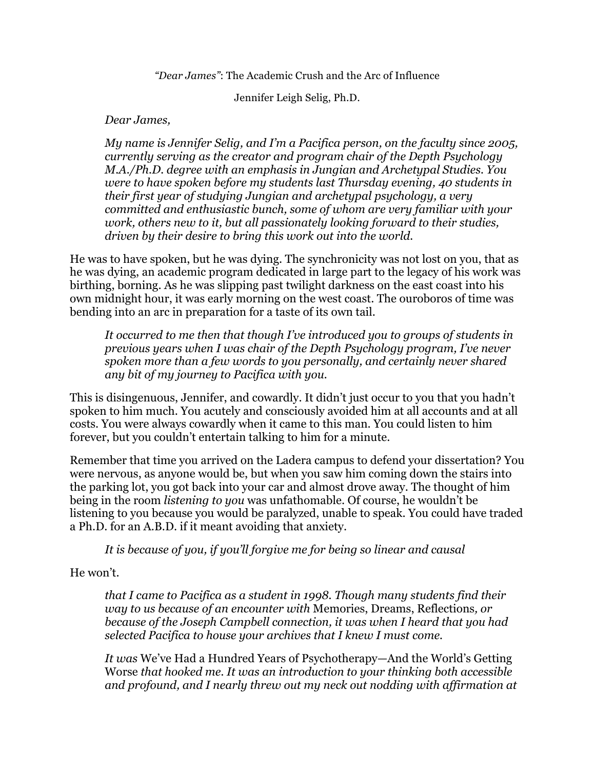*"Dear James"*: The Academic Crush and the Arc of Influence

Jennifer Leigh Selig, Ph.D.

> *Dear James,*
>
> *My name is Jennifer Selig, and I'm a Pacifica person, on the faculty since 2005, currently serving as the creator and program chair of the Depth Psychology M.A./Ph.D. degree with an emphasis in Jungian and Archetypal Studies. You were to have spoken before my students last Thursday evening, 40 students in their first year of studying Jungian and archetypal psychology, a very committed and enthusiastic bunch, some of whom are very familiar with your work, others new to it, but all passionately looking forward to their studies, driven by their desire to bring this work out into the world.*

He was to have spoken, but he was dying. The synchronicity was not lost on you, that as he was dying, an academic program dedicated in large part to the legacy of his work was birthing, borning. As he was slipping past twilight darkness on the east coast into his own midnight hour, it was early morning on the west coast. The ouroboros of time was bending into an arc in preparation for a taste of its own tail.

> *It occurred to me then that though I've introduced you to groups of students in previous years when I was chair of the Depth Psychology program, I've never spoken more than a few words to you personally, and certainly never shared any bit of my journey to Pacifica with you.*

This is disingenuous, Jennifer, and cowardly. It didn't just occur to you that you hadn't spoken to him much. You acutely and consciously avoided him at all accounts and at all costs. You were always cowardly when it came to this man. You could listen to him forever, but you couldn't entertain talking to him for a minute.

Remember that time you arrived on the Ladera campus to defend your dissertation? You were nervous, as anyone would be, but when you saw him coming down the stairs into the parking lot, you got back into your car and almost drove away. The thought of him being in the room *listening to you* was unfathomable. Of course, he wouldn't be listening to you because you would be paralyzed, unable to speak. You could have traded a Ph.D. for an A.B.D. if it meant avoiding that anxiety.

> *It is because of you, if you'll forgive me for being so linear and causal*

He won't.

> *that I came to Pacifica as a student in 1998. Though many students find their way to us because of an encounter with* Memories, Dreams, Reflections*, or because of the Joseph Campbell connection, it was when I heard that you had selected Pacifica to house your archives that I knew I must come.*
>
> *It was* We've Had a Hundred Years of Psychotherapy—And the World's Getting Worse *that hooked me. It was an introduction to your thinking both accessible and profound, and I nearly threw out my neck out nodding with affirmation at*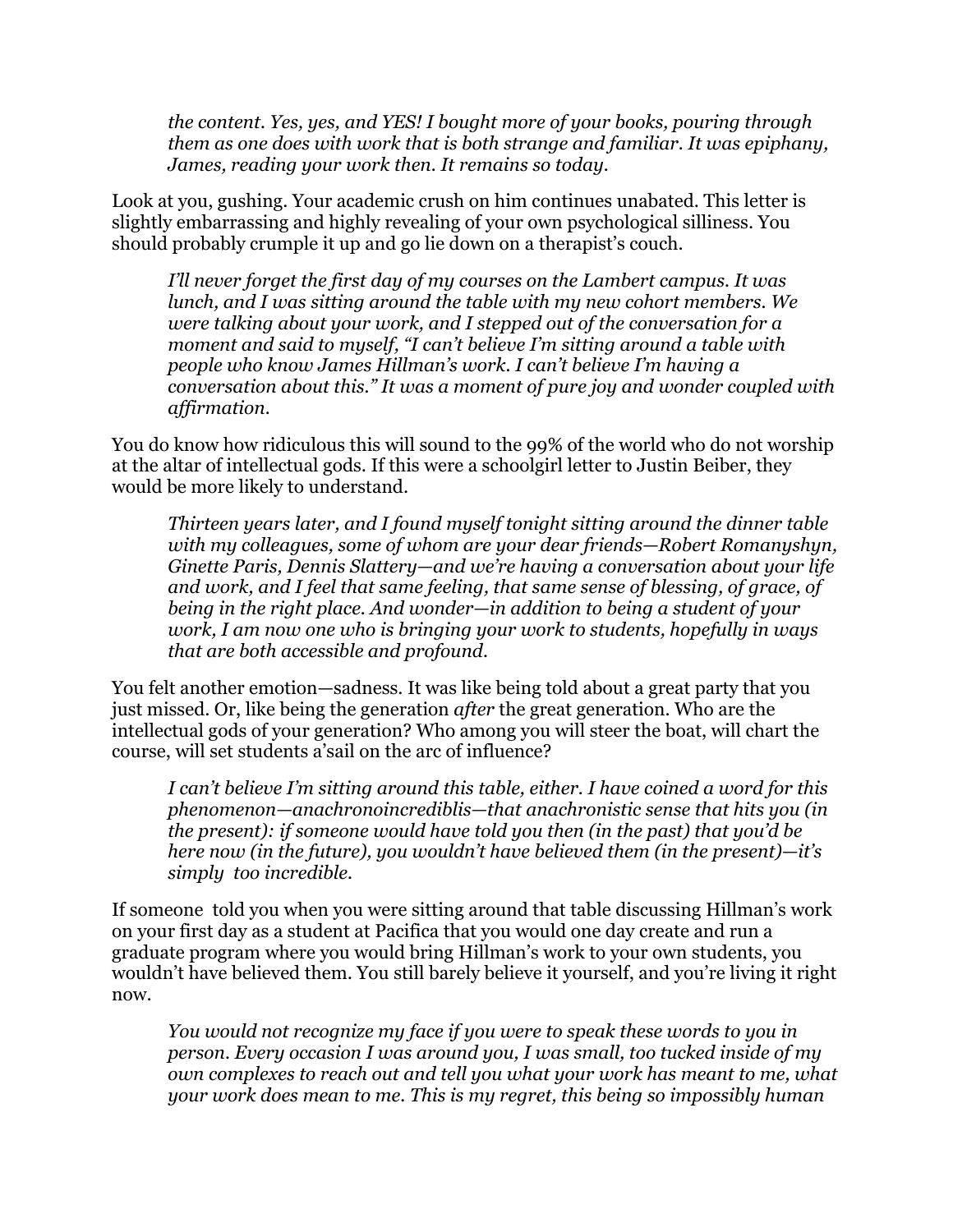*the content. Yes, yes, and YES! I bought more of your books, pouring through them as one does with work that is both strange and familiar. It was epiphany, James, reading your work then. It remains so today.*

Look at you, gushing. Your academic crush on him continues unabated. This letter is slightly embarrassing and highly revealing of your own psychological silliness. You should probably crumple it up and go lie down on a therapist's couch.

*I'll never forget the first day of my courses on the Lambert campus. It was lunch, and I was sitting around the table with my new cohort members. We were talking about your work, and I stepped out of the conversation for a moment and said to myself, "I can't believe I'm sitting around a table with people who know James Hillman's work. I can't believe I'm having a conversation about this." It was a moment of pure joy and wonder coupled with affirmation.*

You do know how ridiculous this will sound to the 99% of the world who do not worship at the altar of intellectual gods. If this were a schoolgirl letter to Justin Beiber, they would be more likely to understand.

*Thirteen years later, and I found myself tonight sitting around the dinner table with my colleagues, some of whom are your dear friends—Robert Romanyshyn, Ginette Paris, Dennis Slattery—and we're having a conversation about your life and work, and I feel that same feeling, that same sense of blessing, of grace, of being in the right place. And wonder—in addition to being a student of your work, I am now one who is bringing your work to students, hopefully in ways that are both accessible and profound.*

You felt another emotion—sadness. It was like being told about a great party that you just missed. Or, like being the generation *after* the great generation. Who are the intellectual gods of your generation? Who among you will steer the boat, will chart the course, will set students a'sail on the arc of influence?

*I can't believe I'm sitting around this table, either. I have coined a word for this phenomenon—anachronoincrediblis—that anachronistic sense that hits you (in the present): if someone would have told you then (in the past) that you'd be here now (in the future), you wouldn't have believed them (in the present)—it's simply too incredible.*

If someone told you when you were sitting around that table discussing Hillman's work on your first day as a student at Pacifica that you would one day create and run a graduate program where you would bring Hillman's work to your own students, you wouldn't have believed them. You still barely believe it yourself, and you're living it right now.

*You would not recognize my face if you were to speak these words to you in person. Every occasion I was around you, I was small, too tucked inside of my own complexes to reach out and tell you what your work has meant to me, what your work does mean to me. This is my regret, this being so impossibly human*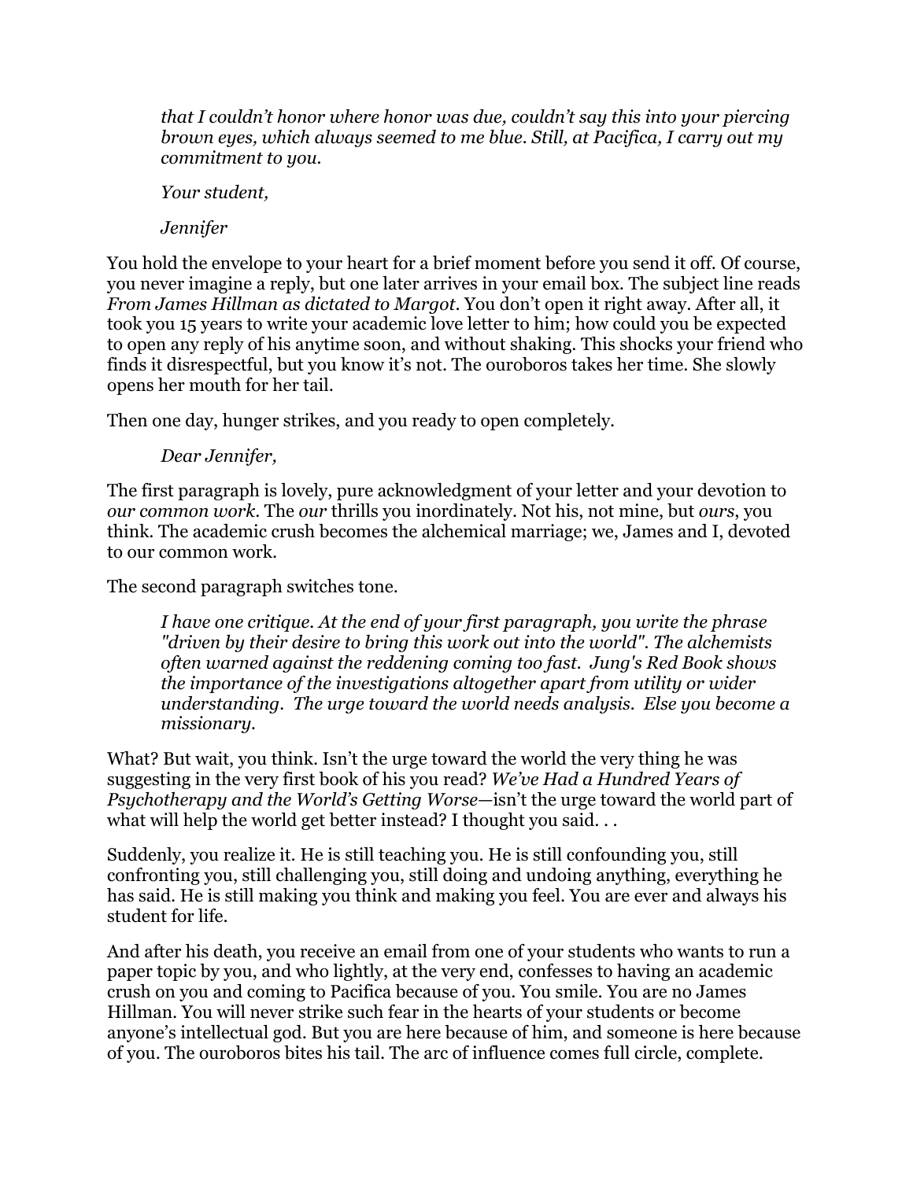*that I couldn't honor where honor was due, couldn't say this into your piercing brown eyes, which always seemed to me blue. Still, at Pacifica, I carry out my commitment to you.*

*Your student,*

*Jennifer*

You hold the envelope to your heart for a brief moment before you send it off. Of course, you never imagine a reply, but one later arrives in your email box. The subject line reads *From James Hillman as dictated to Margot*. You don't open it right away. After all, it took you 15 years to write your academic love letter to him; how could you be expected to open any reply of his anytime soon, and without shaking. This shocks your friend who finds it disrespectful, but you know it's not. The ouroboros takes her time. She slowly opens her mouth for her tail.

Then one day, hunger strikes, and you ready to open completely.

*Dear Jennifer,*

The first paragraph is lovely, pure acknowledgment of your letter and your devotion to *our common work*. The *our* thrills you inordinately. Not his, not mine, but *ours*, you think. The academic crush becomes the alchemical marriage; we, James and I, devoted to our common work.

The second paragraph switches tone.

*I have one critique. At the end of your first paragraph, you write the phrase "driven by their desire to bring this work out into the world". The alchemists often warned against the reddening coming too fast. Jung's Red Book shows the importance of the investigations altogether apart from utility or wider understanding. The urge toward the world needs analysis. Else you become a missionary.*

What? But wait, you think. Isn't the urge toward the world the very thing he was suggesting in the very first book of his you read? *We've Had a Hundred Years of Psychotherapy and the World's Getting Worse*—isn't the urge toward the world part of what will help the world get better instead? I thought you said. . .

Suddenly, you realize it. He is still teaching you. He is still confounding you, still confronting you, still challenging you, still doing and undoing anything, everything he has said. He is still making you think and making you feel. You are ever and always his student for life.

And after his death, you receive an email from one of your students who wants to run a paper topic by you, and who lightly, at the very end, confesses to having an academic crush on you and coming to Pacifica because of you. You smile. You are no James Hillman. You will never strike such fear in the hearts of your students or become anyone's intellectual god. But you are here because of him, and someone is here because of you. The ouroboros bites his tail. The arc of influence comes full circle, complete.